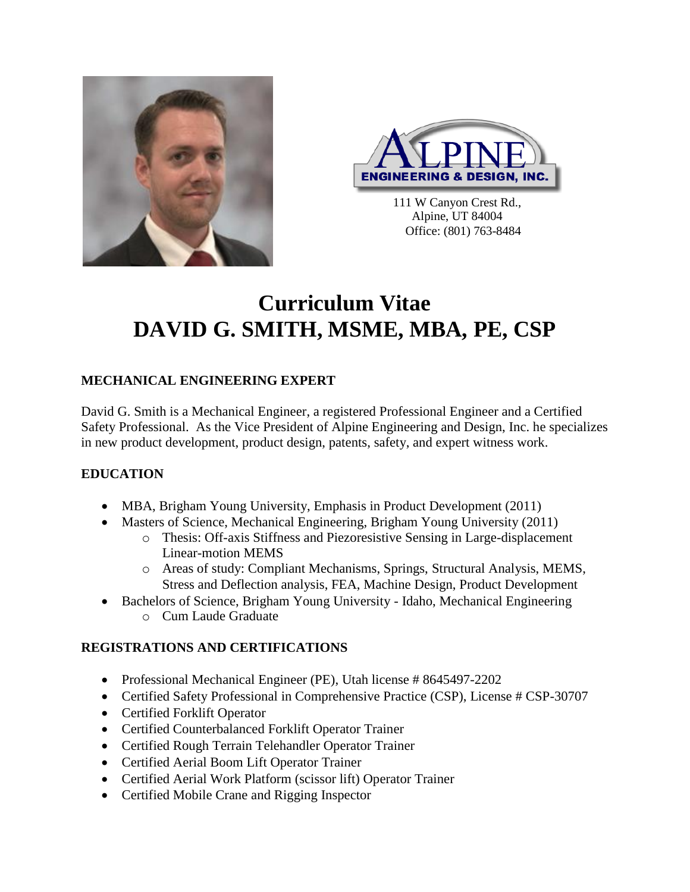ALPINE ENGINEERING & DESIGN, INC.

111 W Canyon Crest Rd.,
Alpine, UT 84004
Office: (801) 763-8484

# Curriculum Vitae
# DAVID G. SMITH, MSME, MBA, PE, CSP

## MECHANICAL ENGINEERING EXPERT

David G. Smith is a Mechanical Engineer, a registered Professional Engineer and a Certified Safety Professional. As the Vice President of Alpine Engineering and Design, Inc. he specializes in new product development, product design, patents, safety, and expert witness work.

## EDUCATION

- MBA, Brigham Young University, Emphasis in Product Development (2011)
- Masters of Science, Mechanical Engineering, Brigham Young University (2011)
  - Thesis: Off-axis Stiffness and Piezoresistive Sensing in Large-displacement Linear-motion MEMS
  - Areas of study: Compliant Mechanisms, Springs, Structural Analysis, MEMS, Stress and Deflection analysis, FEA, Machine Design, Product Development
- Bachelors of Science, Brigham Young University - Idaho, Mechanical Engineering
  - Cum Laude Graduate

## REGISTRATIONS AND CERTIFICATIONS

- Professional Mechanical Engineer (PE), Utah license # 8645497-2202
- Certified Safety Professional in Comprehensive Practice (CSP), License # CSP-30707
- Certified Forklift Operator
- Certified Counterbalanced Forklift Operator Trainer
- Certified Rough Terrain Telehandler Operator Trainer
- Certified Aerial Boom Lift Operator Trainer
- Certified Aerial Work Platform (scissor lift) Operator Trainer
- Certified Mobile Crane and Rigging Inspector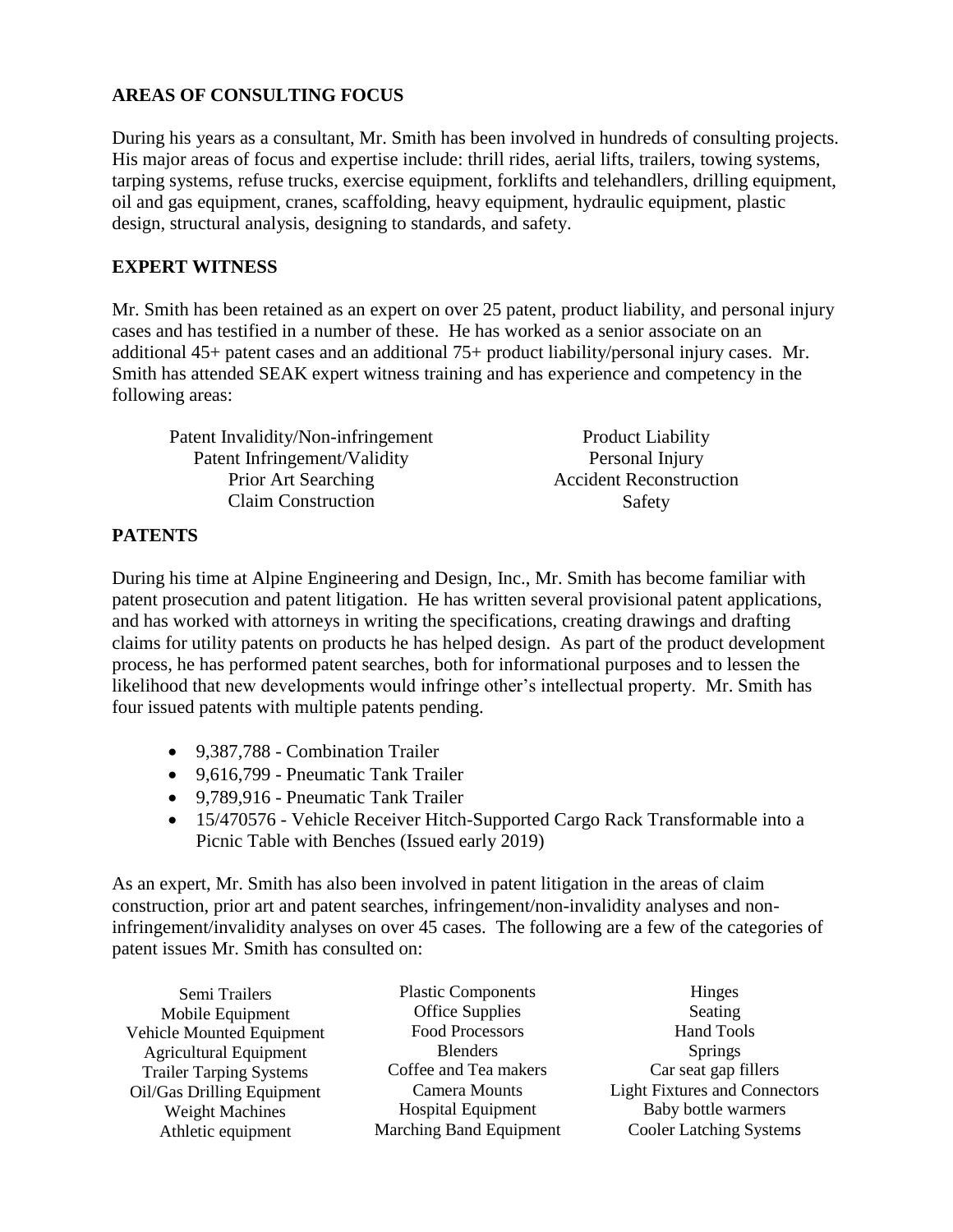## AREAS OF CONSULTING FOCUS

During his years as a consultant, Mr. Smith has been involved in hundreds of consulting projects. His major areas of focus and expertise include: thrill rides, aerial lifts, trailers, towing systems, tarping systems, refuse trucks, exercise equipment, forklifts and telehandlers, drilling equipment, oil and gas equipment, cranes, scaffolding, heavy equipment, hydraulic equipment, plastic design, structural analysis, designing to standards, and safety.

## EXPERT WITNESS

Mr. Smith has been retained as an expert on over 25 patent, product liability, and personal injury cases and has testified in a number of these. He has worked as a senior associate on an additional 45+ patent cases and an additional 75+ product liability/personal injury cases. Mr. Smith has attended SEAK expert witness training and has experience and competency in the following areas:

| | |
|---|---|
| Patent Invalidity/Non-infringement | Product Liability |
| Patent Infringement/Validity | Personal Injury |
| Prior Art Searching | Accident Reconstruction |
| Claim Construction | Safety |

## PATENTS

During his time at Alpine Engineering and Design, Inc., Mr. Smith has become familiar with patent prosecution and patent litigation. He has written several provisional patent applications, and has worked with attorneys in writing the specifications, creating drawings and drafting claims for utility patents on products he has helped design. As part of the product development process, he has performed patent searches, both for informational purposes and to lessen the likelihood that new developments would infringe other's intellectual property. Mr. Smith has four issued patents with multiple patents pending.

- 9,387,788 - Combination Trailer
- 9,616,799 - Pneumatic Tank Trailer
- 9,789,916 - Pneumatic Tank Trailer
- 15/470576 - Vehicle Receiver Hitch-Supported Cargo Rack Transformable into a Picnic Table with Benches (Issued early 2019)

As an expert, Mr. Smith has also been involved in patent litigation in the areas of claim construction, prior art and patent searches, infringement/non-invalidity analyses and non-infringement/invalidity analyses on over 45 cases. The following are a few of the categories of patent issues Mr. Smith has consulted on:

| | | |
|---|---|---|
| Semi Trailers | Plastic Components | Hinges |
| Mobile Equipment | Office Supplies | Seating |
| Vehicle Mounted Equipment | Food Processors | Hand Tools |
| Agricultural Equipment | Blenders | Springs |
| Trailer Tarping Systems | Coffee and Tea makers | Car seat gap fillers |
| Oil/Gas Drilling Equipment | Camera Mounts | Light Fixtures and Connectors |
| Weight Machines | Hospital Equipment | Baby bottle warmers |
| Athletic equipment | Marching Band Equipment | Cooler Latching Systems |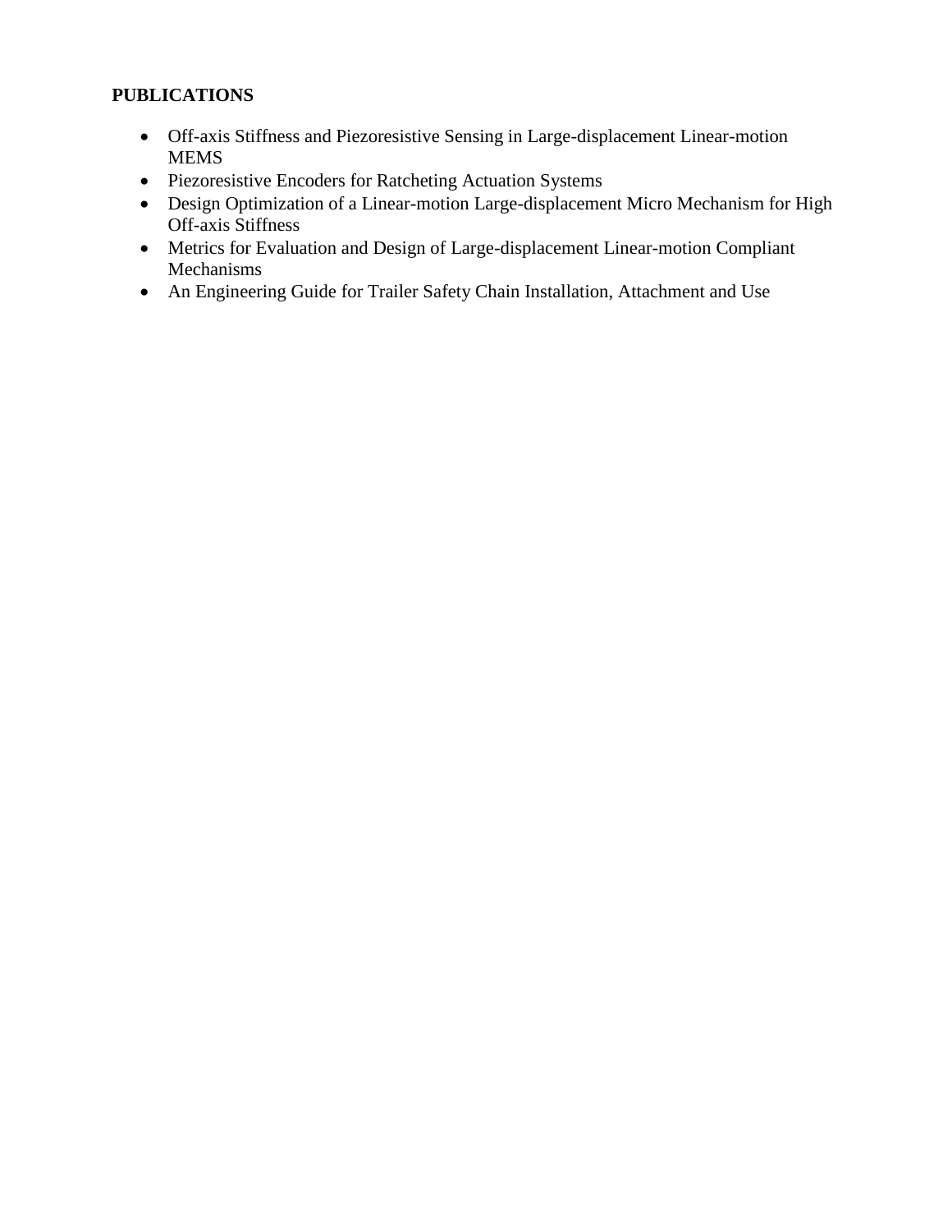**PUBLICATIONS**

- Off-axis Stiffness and Piezoresistive Sensing in Large-displacement Linear-motion MEMS
- Piezoresistive Encoders for Ratcheting Actuation Systems
- Design Optimization of a Linear-motion Large-displacement Micro Mechanism for High Off-axis Stiffness
- Metrics for Evaluation and Design of Large-displacement Linear-motion Compliant Mechanisms
- An Engineering Guide for Trailer Safety Chain Installation, Attachment and Use